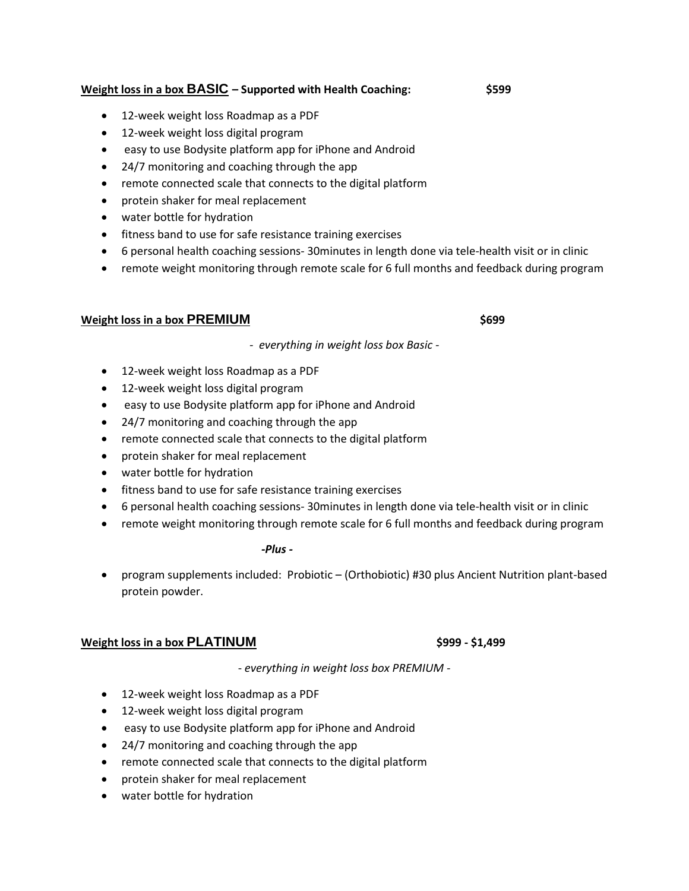**Weight loss in a box BASIC – Supported with Health Coaching: $599**

- 12-week weight loss Roadmap as a PDF
- 12-week weight loss digital program
- easy to use Bodysite platform app for iPhone and Android
- 24/7 monitoring and coaching through the app
- remote connected scale that connects to the digital platform
- protein shaker for meal replacement
- water bottle for hydration
- fitness band to use for safe resistance training exercises
- 6 personal health coaching sessions- 30minutes in length done via tele-health visit or in clinic
- remote weight monitoring through remote scale for 6 full months and feedback during program

**Weight loss in a box PREMIUM $699**

*- everything in weight loss box Basic -*

- 12-week weight loss Roadmap as a PDF
- 12-week weight loss digital program
- easy to use Bodysite platform app for iPhone and Android
- 24/7 monitoring and coaching through the app
- remote connected scale that connects to the digital platform
- protein shaker for meal replacement
- water bottle for hydration
- fitness band to use for safe resistance training exercises
- 6 personal health coaching sessions- 30minutes in length done via tele-health visit or in clinic
- remote weight monitoring through remote scale for 6 full months and feedback during program

***-Plus -***

- program supplements included: Probiotic – (Orthobiotic) #30 plus Ancient Nutrition plant-based protein powder.

**Weight loss in a box PLATINUM $999 - $1,499**

*- everything in weight loss box PREMIUM -*

- 12-week weight loss Roadmap as a PDF
- 12-week weight loss digital program
- easy to use Bodysite platform app for iPhone and Android
- 24/7 monitoring and coaching through the app
- remote connected scale that connects to the digital platform
- protein shaker for meal replacement
- water bottle for hydration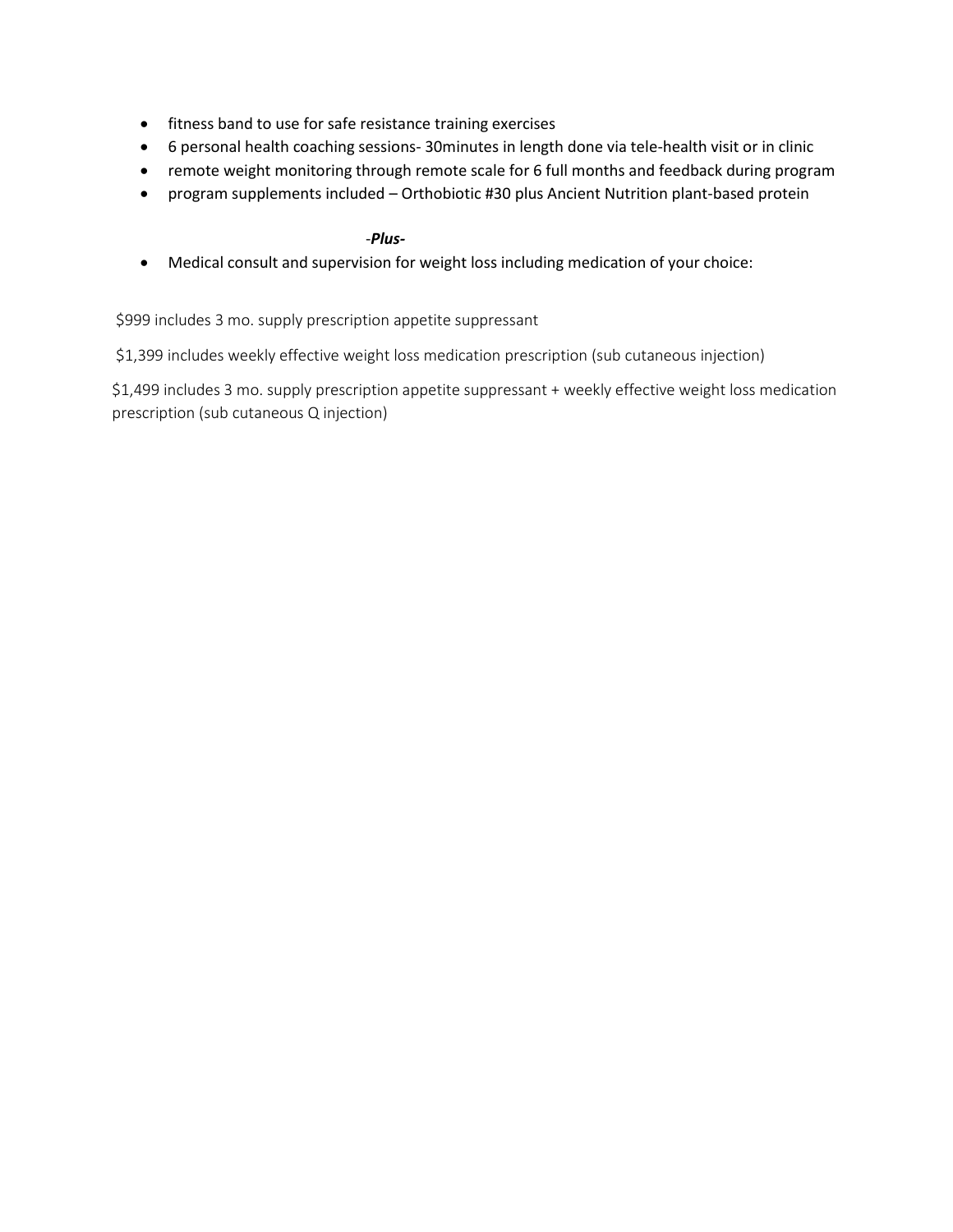- fitness band to use for safe resistance training exercises
- 6 personal health coaching sessions- 30minutes in length done via tele-health visit or in clinic
- remote weight monitoring through remote scale for 6 full months and feedback during program
- program supplements included – Orthobiotic #30 plus Ancient Nutrition plant-based protein

-***Plus-***

- Medical consult and supervision for weight loss including medication of your choice:

$999 includes 3 mo. supply prescription appetite suppressant

$1,399 includes weekly effective weight loss medication prescription (sub cutaneous injection)

$1,499 includes 3 mo. supply prescription appetite suppressant + weekly effective weight loss medication prescription (sub cutaneous Q injection)